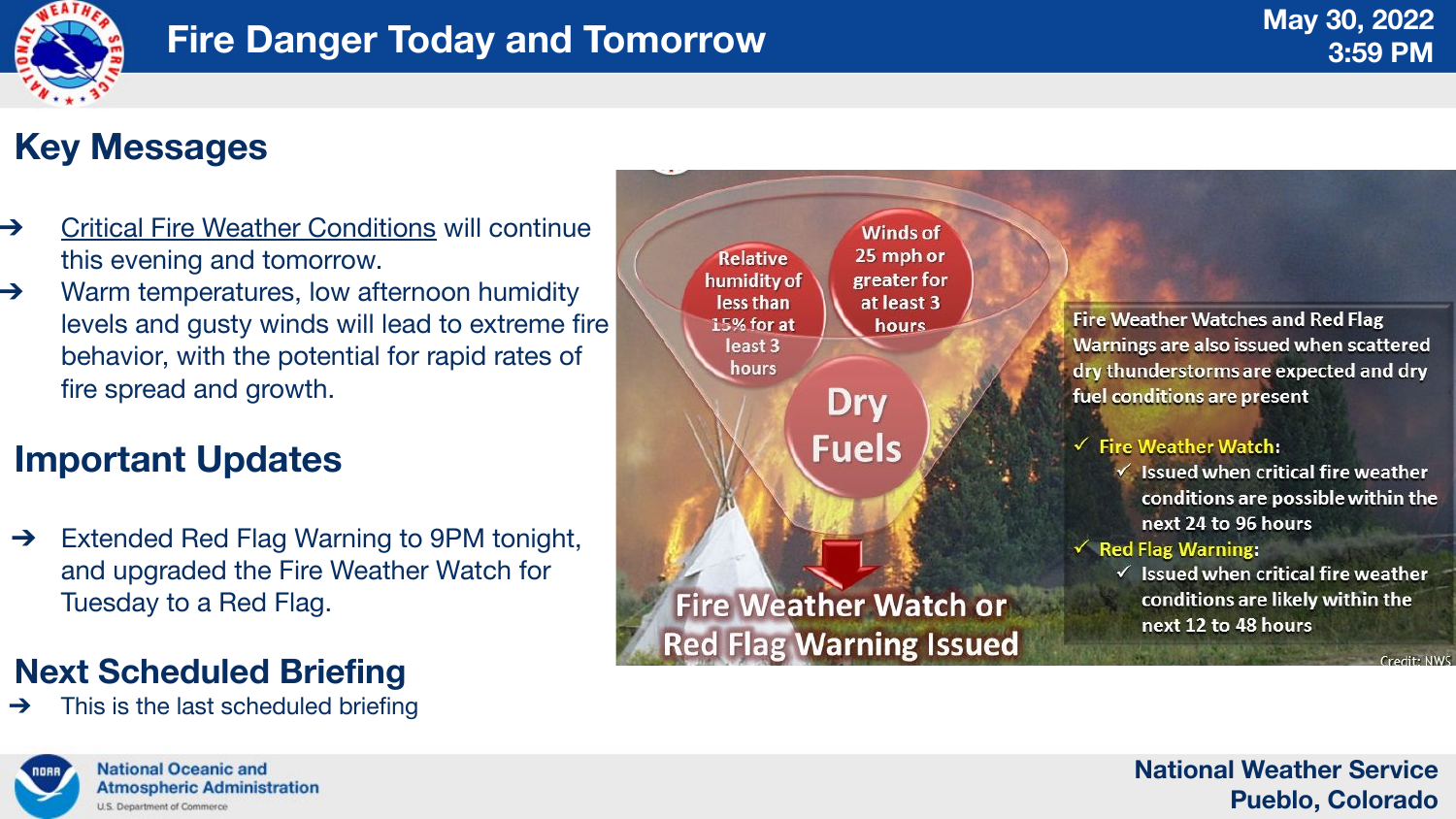# Fire Danger Today and Tomorrow

May 30, 2022
3:59 PM

## Key Messages

- Critical Fire Weather Conditions will continue this evening and tomorrow.
- Warm temperatures, low afternoon humidity levels and gusty winds will lead to extreme fire behavior, with the potential for rapid rates of fire spread and growth.

## Important Updates

- Extended Red Flag Warning to 9PM tonight, and upgraded the Fire Weather Watch for Tuesday to a Red Flag.

## Next Scheduled Briefing

- This is the last scheduled briefing

Relative humidity of less than 15% for at least 3 hours

Winds of 25 mph or greater for at least 3 hours

Dry Fuels

Fire Weather Watch or Red Flag Warning Issued

Fire Weather Watches and Red Flag Warnings are also issued when scattered dry thunderstorms are expected and dry fuel conditions are present

- ✓ Fire Weather Watch:
  - ✓ Issued when critical fire weather conditions are possible within the next 24 to 96 hours
- ✓ Red Flag Warning:
  - ✓ Issued when critical fire weather conditions are likely within the next 12 to 48 hours

Credit: NWS

National Weather Service
Pueblo, Colorado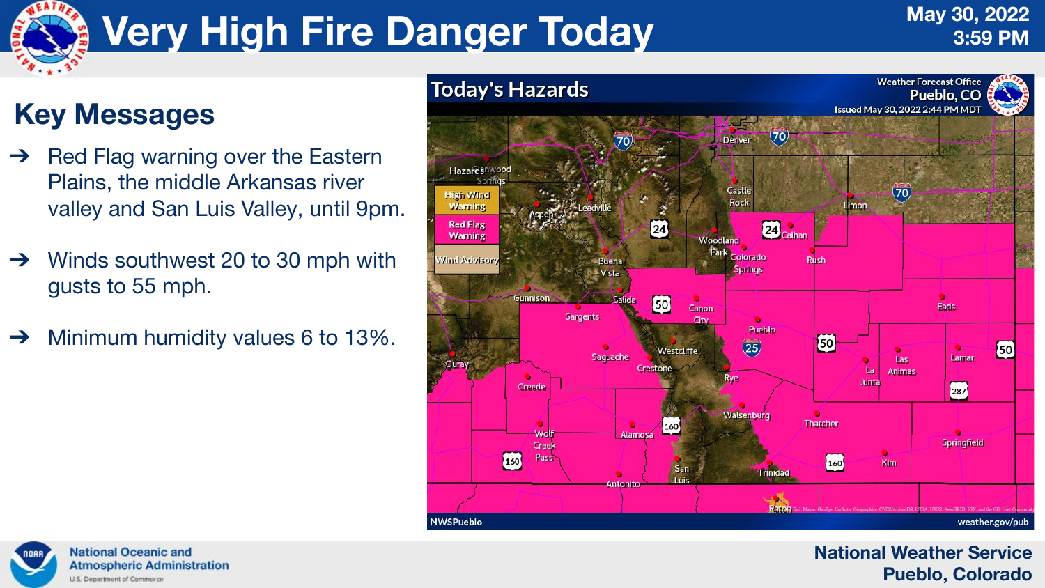# Very High Fire Danger Today

May 30, 2022
3:59 PM

## Key Messages

- Red Flag warning over the Eastern Plains, the middle Arkansas river valley and San Luis Valley, until 9pm.
- Winds southwest 20 to 30 mph with gusts to 55 mph.
- Minimum humidity values 6 to 13%.

**Today's Hazards**

Weather Forecast Office
Pueblo, CO
Issued May 30, 2022 2:44 PM MDT

Hazards:
- High Wind Warning
- Red Flag Warning
- Wind Advisory

NWSPueblo — weather.gov/pub

National Oceanic and Atmospheric Administration
U.S. Department of Commerce

National Weather Service
Pueblo, Colorado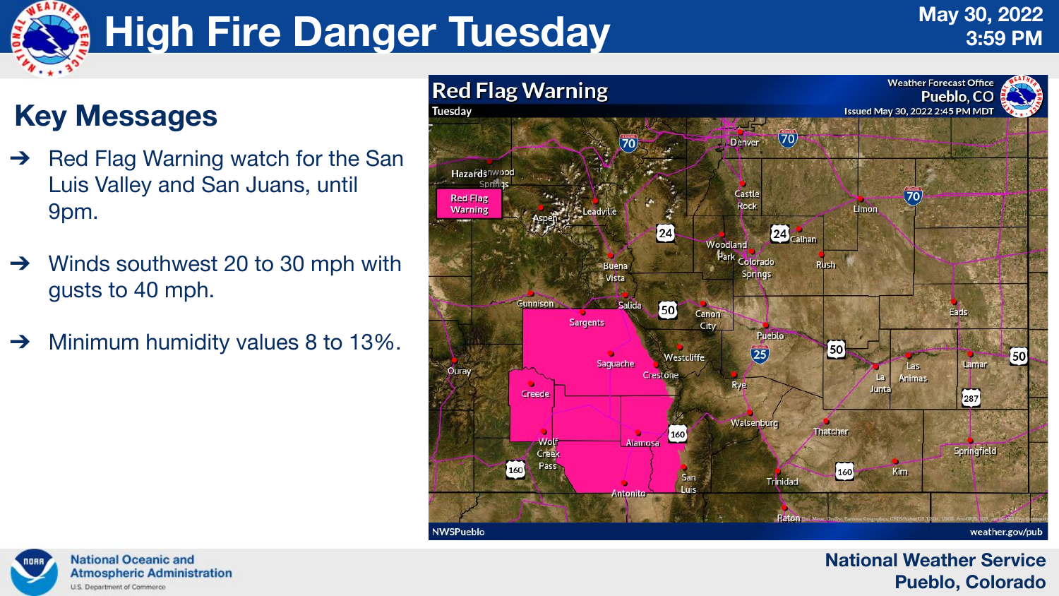# High Fire Danger Tuesday

May 30, 2022
3:59 PM

## Key Messages

- Red Flag Warning watch for the San Luis Valley and San Juans, until 9pm.
- Winds southwest 20 to 30 mph with gusts to 40 mph.
- Minimum humidity values 8 to 13%.

**Red Flag Warning**
Tuesday

Weather Forecast Office
Pueblo, CO
Issued May 30, 2022 2:45 PM MDT

Hazards: Red Flag Warning

NWSPueblo
weather.gov/pub

National Oceanic and Atmospheric Administration
U.S. Department of Commerce

National Weather Service
Pueblo, Colorado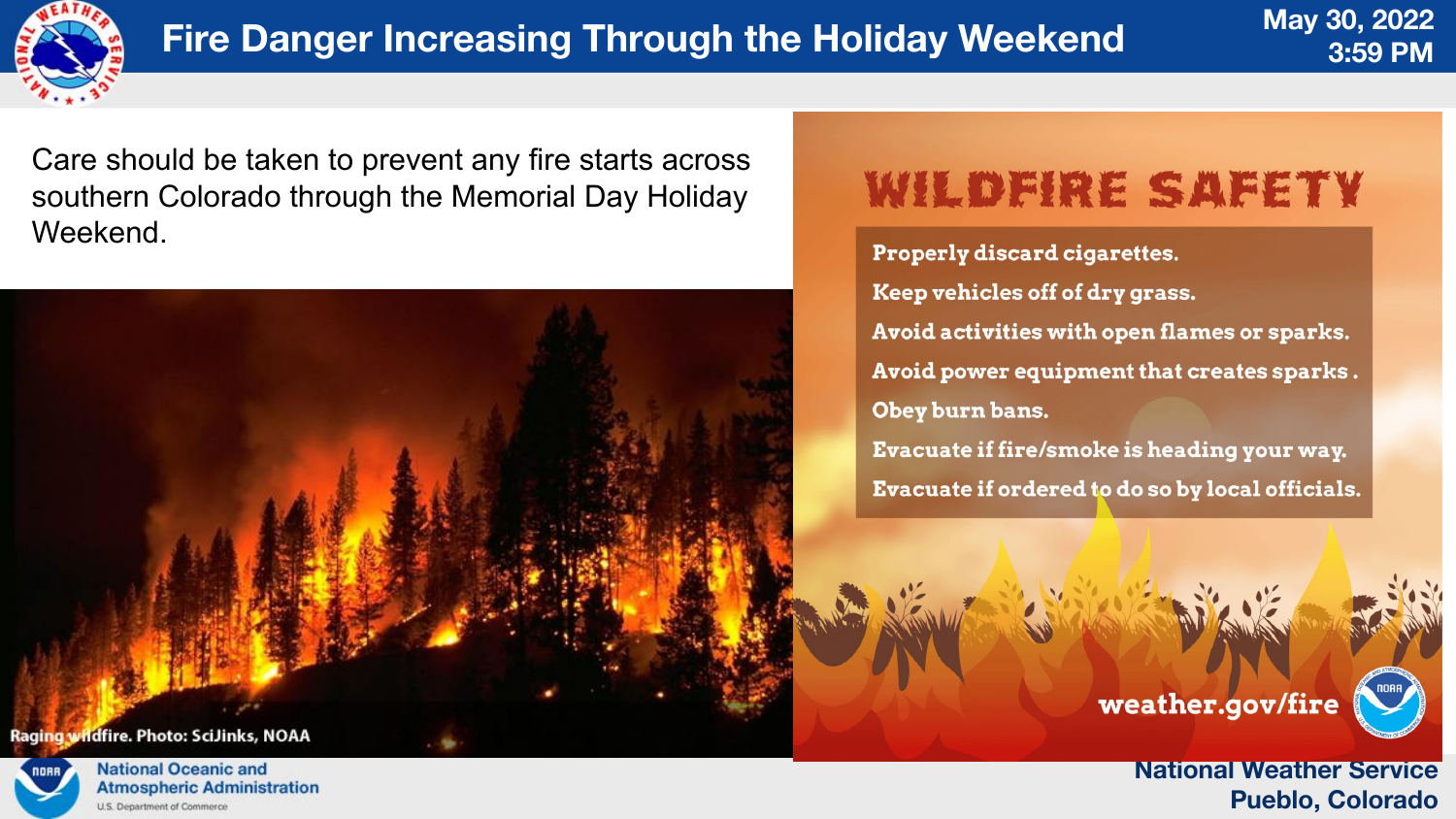# Fire Danger Increasing Through the Holiday Weekend

May 30, 2022
3:59 PM

Care should be taken to prevent any fire starts across southern Colorado through the Memorial Day Holiday Weekend.

Raging wildfire. Photo: SciJinks, NOAA

## WILDFIRE SAFETY

- Properly discard cigarettes.
- Keep vehicles off of dry grass.
- Avoid activities with open flames or sparks.
- Avoid power equipment that creates sparks .
- Obey burn bans.
- Evacuate if fire/smoke is heading your way.
- Evacuate if ordered to do so by local officials.

weather.gov/fire

National Oceanic and Atmospheric Administration
U.S. Department of Commerce

National Weather Service
Pueblo, Colorado